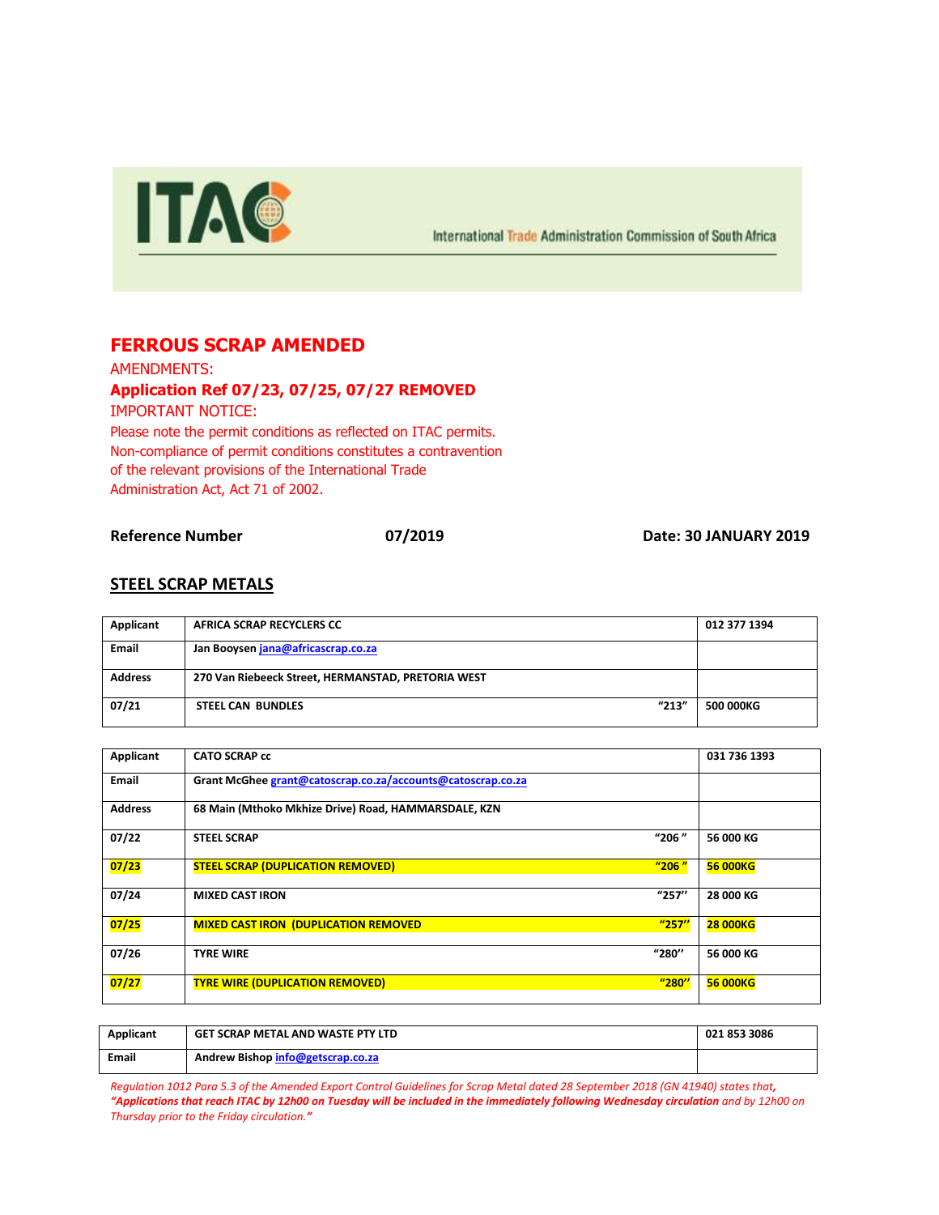ITAC

International Trade Administration Commission of South Africa

# FERROUS SCRAP AMENDED

AMENDMENTS:

**Application Ref 07/23, 07/25, 07/27 REMOVED**

IMPORTANT NOTICE:

Please note the permit conditions as reflected on ITAC permits. Non-compliance of permit conditions constitutes a contravention of the relevant provisions of the International Trade Administration Act, Act 71 of 2002.

**Reference Number** **07/2019** **Date: 30 JANUARY 2019**

## STEEL SCRAP METALS

| | | | |
|---|---|---|---|
| **Applicant** | **AFRICA SCRAP RECYCLERS CC** | | **012 377 1394** |
| **Email** | **Jan Booysen jana@africascrap.co.za** | | |
| **Address** | **270 Van Riebeeck Street, HERMANSTAD, PRETORIA WEST** | | |
| **07/21** | **STEEL CAN BUNDLES** | **"213"** | **500 000KG** |

| | | | |
|---|---|---|---|
| **Applicant** | **CATO SCRAP cc** | | **031 736 1393** |
| **Email** | **Grant McGhee grant@catoscrap.co.za/accounts@catoscrap.co.za** | | |
| **Address** | **68 Main (Mthoko Mkhize Drive) Road, HAMMARSDALE, KZN** | | |
| **07/22** | **STEEL SCRAP** | **"206 "** | **56 000 KG** |
| **07/23** | **STEEL SCRAP (DUPLICATION REMOVED)** | **"206 "** | **56 000KG** |
| **07/24** | **MIXED CAST IRON** | **"257"** | **28 000 KG** |
| **07/25** | **MIXED CAST IRON (DUPLICATION REMOVED** | **"257"** | **28 000KG** |
| **07/26** | **TYRE WIRE** | **"280"** | **56 000 KG** |
| **07/27** | **TYRE WIRE (DUPLICATION REMOVED)** | **"280"** | **56 000KG** |

| | | |
|---|---|---|
| **Applicant** | **GET SCRAP METAL AND WASTE PTY LTD** | **021 853 3086** |
| **Email** | **Andrew Bishop info@getscrap.co.za** | |

*Regulation 1012 Para 5.3 of the Amended Export Control Guidelines for Scrap Metal dated 28 September 2018 (GN 41940) states that,* ***"Applications that reach ITAC by 12h00 on Tuesday will be included in the immediately following Wednesday circulation*** *and by 12h00 on Thursday prior to the Friday circulation."*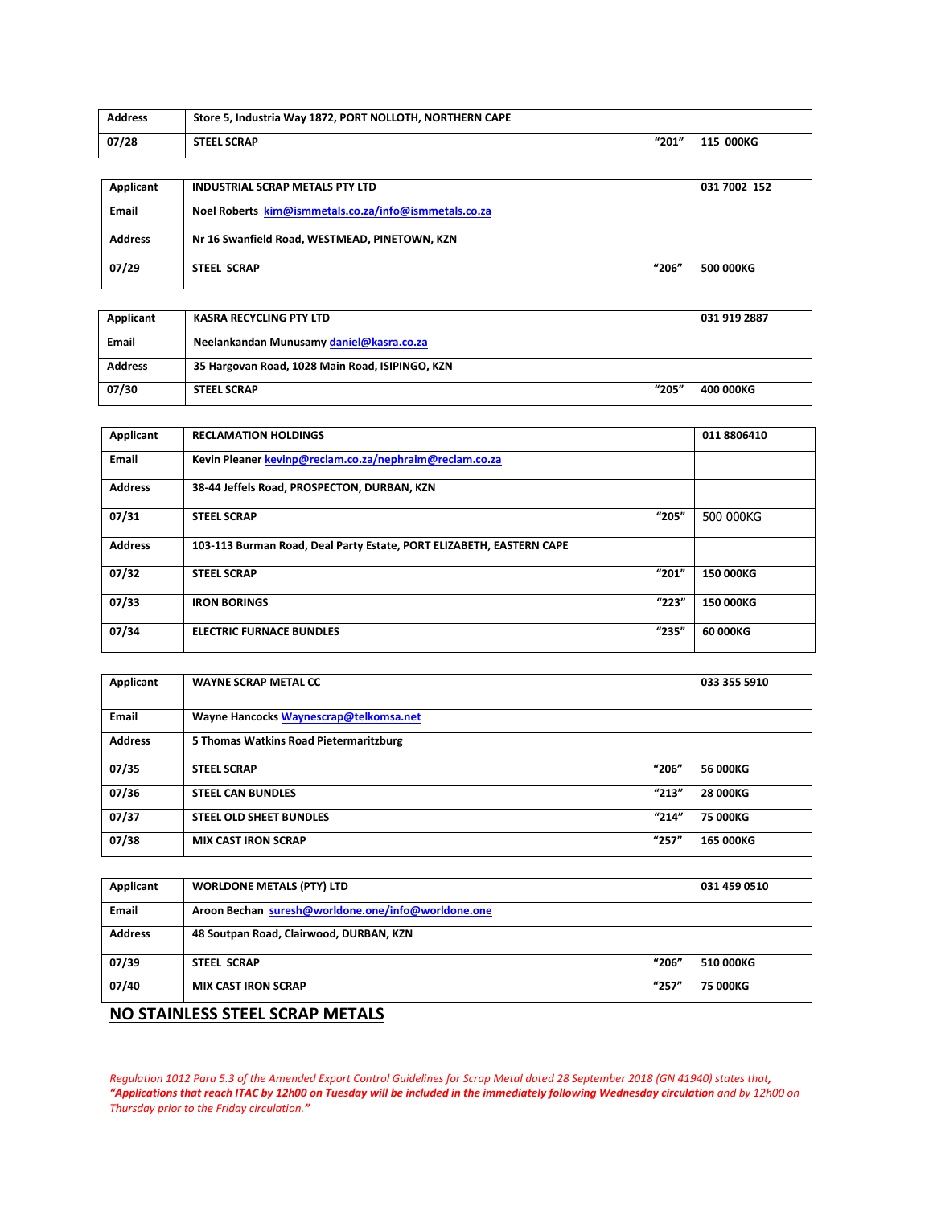| Address | Store 5, Industria Way 1872, PORT NOLLOTH, NORTHERN CAPE | | |
|---|---|---|---|
| 07/28 | STEEL SCRAP | "201" | 115 000KG |

| Applicant | INDUSTRIAL SCRAP METALS PTY LTD | | 031 7002 152 |
|---|---|---|---|
| Email | Noel Roberts kim@ismmetals.co.za/info@ismmetals.co.za | | |
| Address | Nr 16 Swanfield Road, WESTMEAD, PINETOWN, KZN | | |
| 07/29 | STEEL SCRAP | "206" | 500 000KG |

| Applicant | KASRA RECYCLING PTY LTD | | 031 919 2887 |
|---|---|---|---|
| Email | Neelankandan Munusamy daniel@kasra.co.za | | |
| Address | 35 Hargovan Road, 1028 Main Road, ISIPINGO, KZN | | |
| 07/30 | STEEL SCRAP | "205" | 400 000KG |

| Applicant | RECLAMATION HOLDINGS | | 011 8806410 |
|---|---|---|---|
| Email | Kevin Pleaner kevinp@reclam.co.za/nephraim@reclam.co.za | | |
| Address | 38-44 Jeffels Road, PROSPECTON, DURBAN, KZN | | |
| 07/31 | STEEL SCRAP | "205" | 500 000KG |
| Address | 103-113 Burman Road, Deal Party Estate, PORT ELIZABETH, EASTERN CAPE | | |
| 07/32 | STEEL SCRAP | "201" | 150 000KG |
| 07/33 | IRON BORINGS | "223" | 150 000KG |
| 07/34 | ELECTRIC FURNACE BUNDLES | "235" | 60 000KG |

| Applicant | WAYNE SCRAP METAL CC | | 033 355 5910 |
|---|---|---|---|
| Email | Wayne Hancocks Waynescrap@telkomsa.net | | |
| Address | 5 Thomas Watkins Road Pietermaritzburg | | |
| 07/35 | STEEL SCRAP | "206" | 56 000KG |
| 07/36 | STEEL CAN BUNDLES | "213" | 28 000KG |
| 07/37 | STEEL OLD SHEET BUNDLES | "214" | 75 000KG |
| 07/38 | MIX CAST IRON SCRAP | "257" | 165 000KG |

| Applicant | WORLDONE METALS (PTY) LTD | | 031 459 0510 |
|---|---|---|---|
| Email | Aroon Bechan suresh@worldone.one/info@worldone.one | | |
| Address | 48 Soutpan Road, Clairwood, DURBAN, KZN | | |
| 07/39 | STEEL SCRAP | "206" | 510 000KG |
| 07/40 | MIX CAST IRON SCRAP | "257" | 75 000KG |

**NO STAINLESS STEEL SCRAP METALS**

*Regulation 1012 Para 5.3 of the Amended Export Control Guidelines for Scrap Metal dated 28 September 2018 (GN 41940) states that, **"Applications that reach ITAC by 12h00 on Tuesday will be included in the immediately following Wednesday circulation** and by 12h00 on Thursday prior to the Friday circulation."*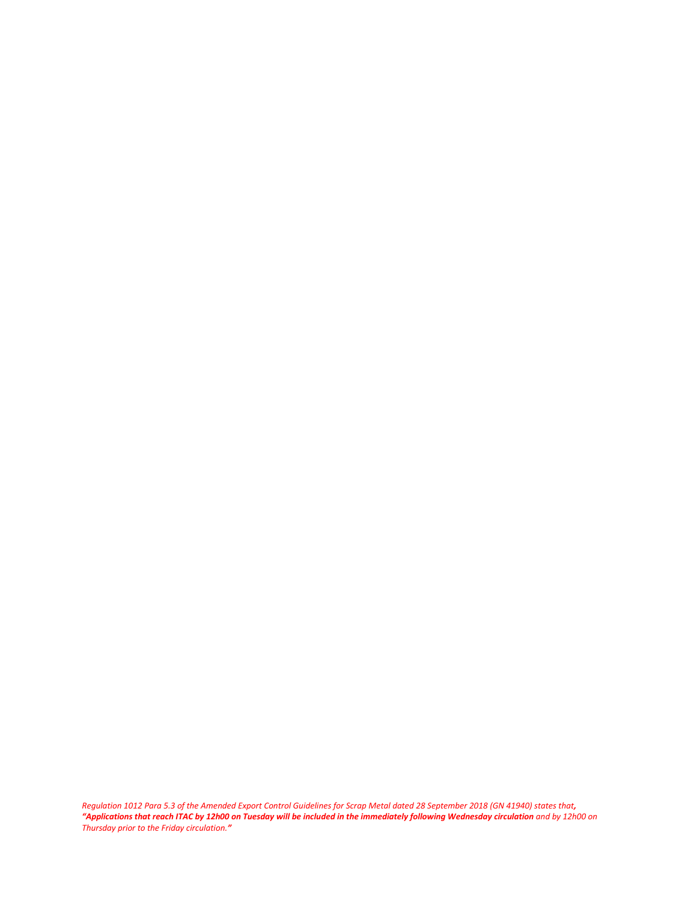*Regulation 1012 Para 5.3 of the Amended Export Control Guidelines for Scrap Metal dated 28 September 2018 (GN 41940) states that,* ***"Applications that reach ITAC by 12h00 on Tuesday will be included in the immediately following Wednesday circulation*** *and by 12h00 on Thursday prior to the Friday circulation."*